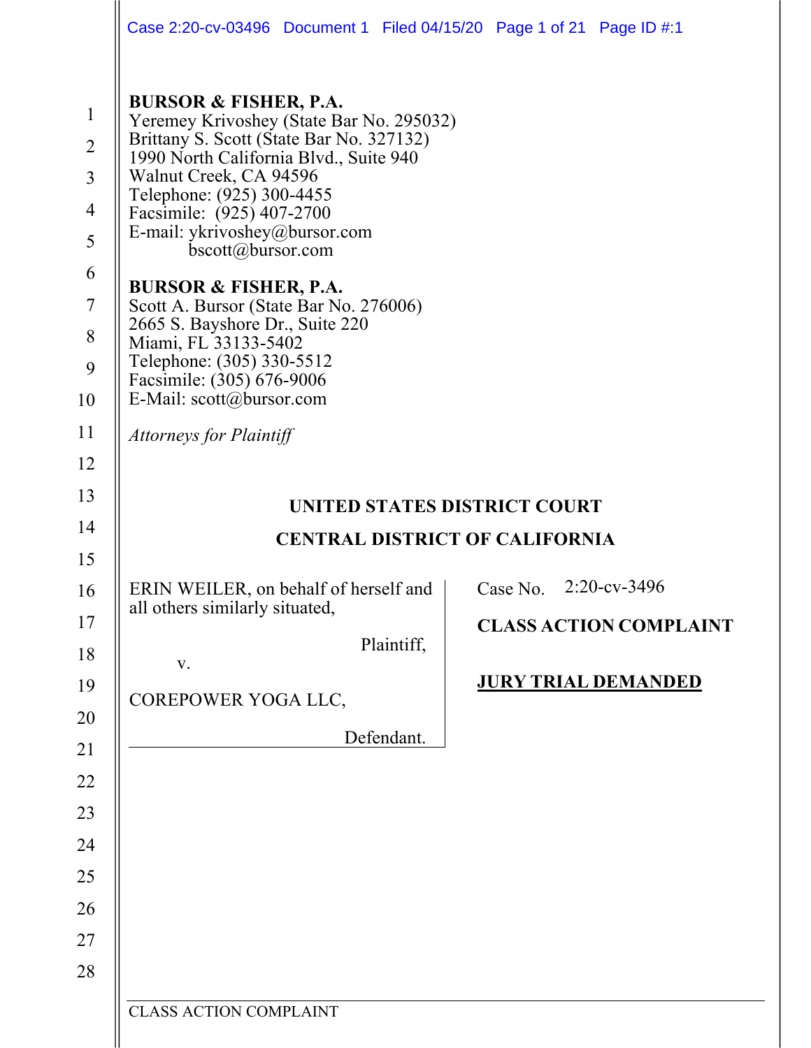**BURSOR & FISHER, P.A.**
Yeremey Krivoshey (State Bar No. 295032)
Brittany S. Scott (State Bar No. 327132)
1990 North California Blvd., Suite 940
Walnut Creek, CA 94596
Telephone: (925) 300-4455
Facsimile: (925) 407-2700
E-mail: ykrivoshey@bursor.com
bscott@bursor.com

**BURSOR & FISHER, P.A.**
Scott A. Bursor (State Bar No. 276006)
2665 S. Bayshore Dr., Suite 220
Miami, FL 33133-5402
Telephone: (305) 330-5512
Facsimile: (305) 676-9006
E-Mail: scott@bursor.com

*Attorneys for Plaintiff*

**UNITED STATES DISTRICT COURT**

**CENTRAL DISTRICT OF CALIFORNIA**

ERIN WEILER, on behalf of herself and all others similarly situated,

Plaintiff,

v.

COREPOWER YOGA LLC,

Defendant.

Case No. 2:20-cv-3496

**CLASS ACTION COMPLAINT**

**JURY TRIAL DEMANDED**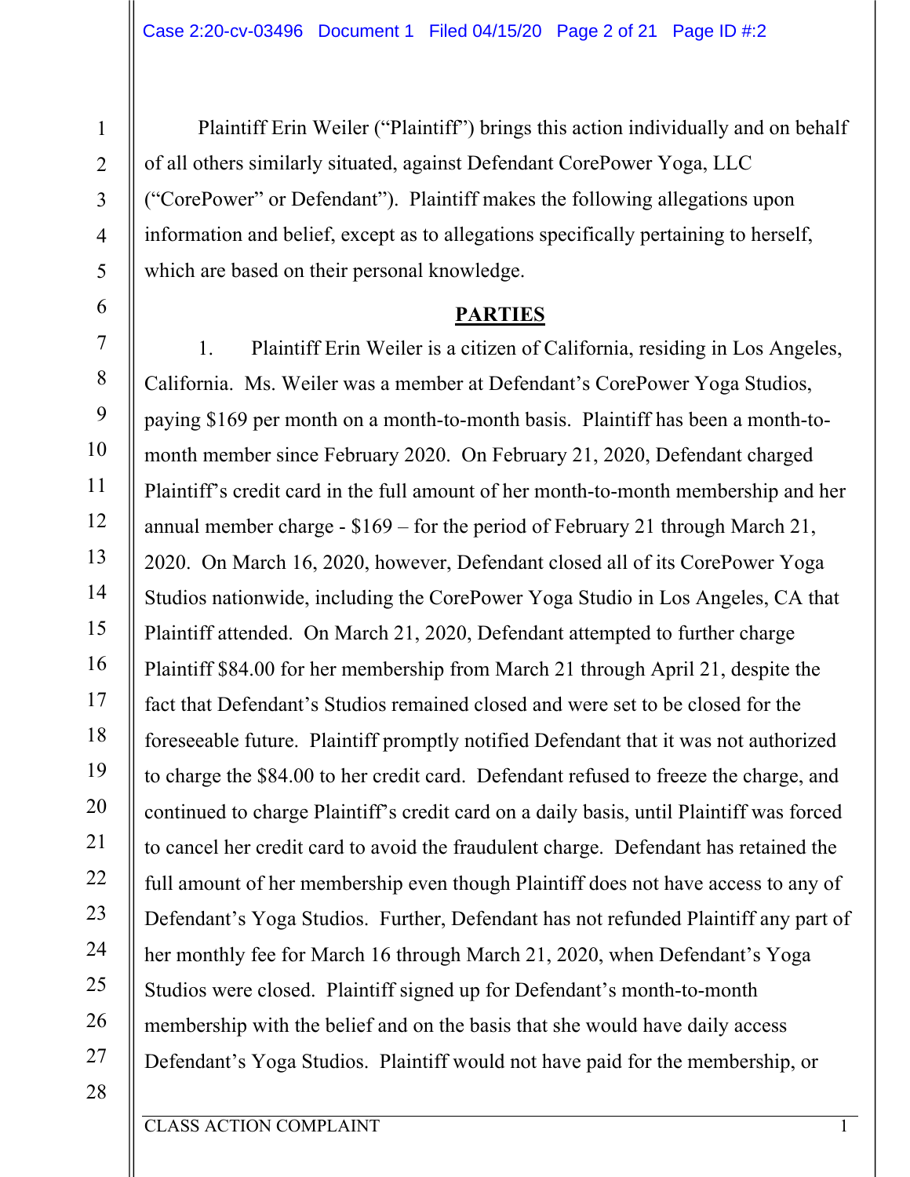Plaintiff Erin Weiler ("Plaintiff") brings this action individually and on behalf of all others similarly situated, against Defendant CorePower Yoga, LLC ("CorePower" or Defendant"). Plaintiff makes the following allegations upon information and belief, except as to allegations specifically pertaining to herself, which are based on their personal knowledge.

## PARTIES

1. Plaintiff Erin Weiler is a citizen of California, residing in Los Angeles, California. Ms. Weiler was a member at Defendant's CorePower Yoga Studios, paying $169 per month on a month-to-month basis. Plaintiff has been a month-to-month member since February 2020. On February 21, 2020, Defendant charged Plaintiff's credit card in the full amount of her month-to-month membership and her annual member charge - $169 – for the period of February 21 through March 21, 2020. On March 16, 2020, however, Defendant closed all of its CorePower Yoga Studios nationwide, including the CorePower Yoga Studio in Los Angeles, CA that Plaintiff attended. On March 21, 2020, Defendant attempted to further charge Plaintiff $84.00 for her membership from March 21 through April 21, despite the fact that Defendant's Studios remained closed and were set to be closed for the foreseeable future. Plaintiff promptly notified Defendant that it was not authorized to charge the $84.00 to her credit card. Defendant refused to freeze the charge, and continued to charge Plaintiff's credit card on a daily basis, until Plaintiff was forced to cancel her credit card to avoid the fraudulent charge. Defendant has retained the full amount of her membership even though Plaintiff does not have access to any of Defendant's Yoga Studios. Further, Defendant has not refunded Plaintiff any part of her monthly fee for March 16 through March 21, 2020, when Defendant's Yoga Studios were closed. Plaintiff signed up for Defendant's month-to-month membership with the belief and on the basis that she would have daily access Defendant's Yoga Studios. Plaintiff would not have paid for the membership, or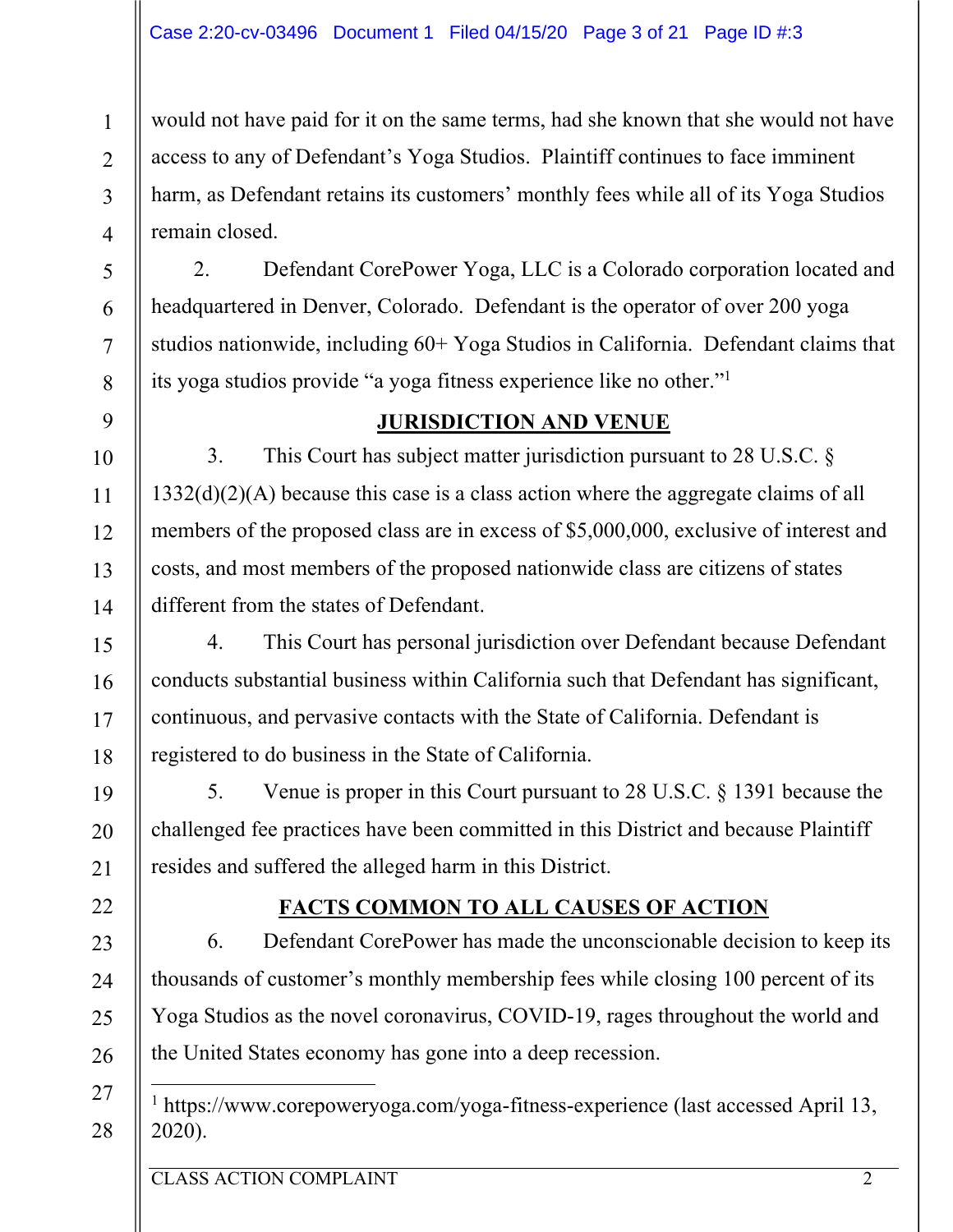would not have paid for it on the same terms, had she known that she would not have access to any of Defendant's Yoga Studios. Plaintiff continues to face imminent harm, as Defendant retains its customers' monthly fees while all of its Yoga Studios remain closed.

2. Defendant CorePower Yoga, LLC is a Colorado corporation located and headquartered in Denver, Colorado. Defendant is the operator of over 200 yoga studios nationwide, including 60+ Yoga Studios in California. Defendant claims that its yoga studios provide "a yoga fitness experience like no other."[1]

## JURISDICTION AND VENUE

3. This Court has subject matter jurisdiction pursuant to 28 U.S.C. § 1332(d)(2)(A) because this case is a class action where the aggregate claims of all members of the proposed class are in excess of $5,000,000, exclusive of interest and costs, and most members of the proposed nationwide class are citizens of states different from the states of Defendant.

4. This Court has personal jurisdiction over Defendant because Defendant conducts substantial business within California such that Defendant has significant, continuous, and pervasive contacts with the State of California. Defendant is registered to do business in the State of California.

5. Venue is proper in this Court pursuant to 28 U.S.C. § 1391 because the challenged fee practices have been committed in this District and because Plaintiff resides and suffered the alleged harm in this District.

## FACTS COMMON TO ALL CAUSES OF ACTION

6. Defendant CorePower has made the unconscionable decision to keep its thousands of customer's monthly membership fees while closing 100 percent of its Yoga Studios as the novel coronavirus, COVID-19, rages throughout the world and the United States economy has gone into a deep recession.

---

[1] https://www.corepoweryoga.com/yoga-fitness-experience (last accessed April 13, 2020).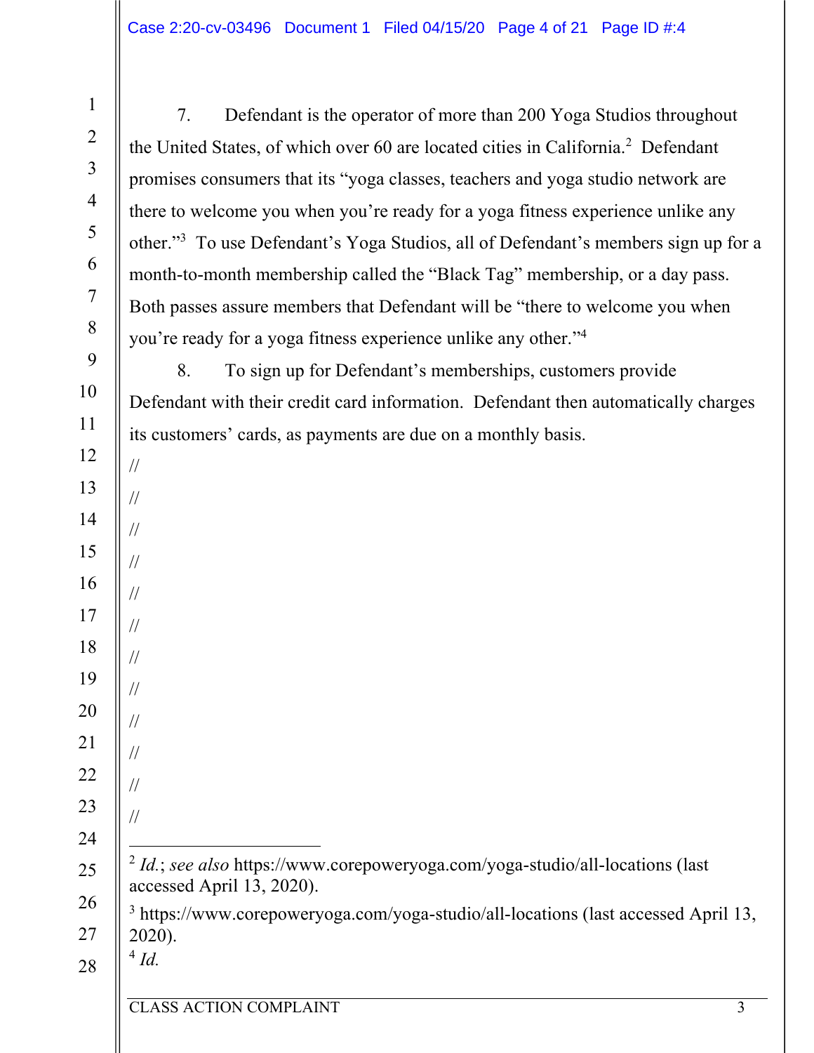7. Defendant is the operator of more than 200 Yoga Studios throughout the United States, of which over 60 are located cities in California.[2] Defendant promises consumers that its "yoga classes, teachers and yoga studio network are there to welcome you when you're ready for a yoga fitness experience unlike any other."[3] To use Defendant's Yoga Studios, all of Defendant's members sign up for a month-to-month membership called the "Black Tag" membership, or a day pass. Both passes assure members that Defendant will be "there to welcome you when you're ready for a yoga fitness experience unlike any other."[4]

8. To sign up for Defendant's memberships, customers provide Defendant with their credit card information. Defendant then automatically charges its customers' cards, as payments are due on a monthly basis.

//

//

//

//

//

//

//

//

//

//

//

//

---

[2] *Id.*; *see also* https://www.corepoweryoga.com/yoga-studio/all-locations (last accessed April 13, 2020).

[3] https://www.corepoweryoga.com/yoga-studio/all-locations (last accessed April 13, 2020).

[4] *Id.*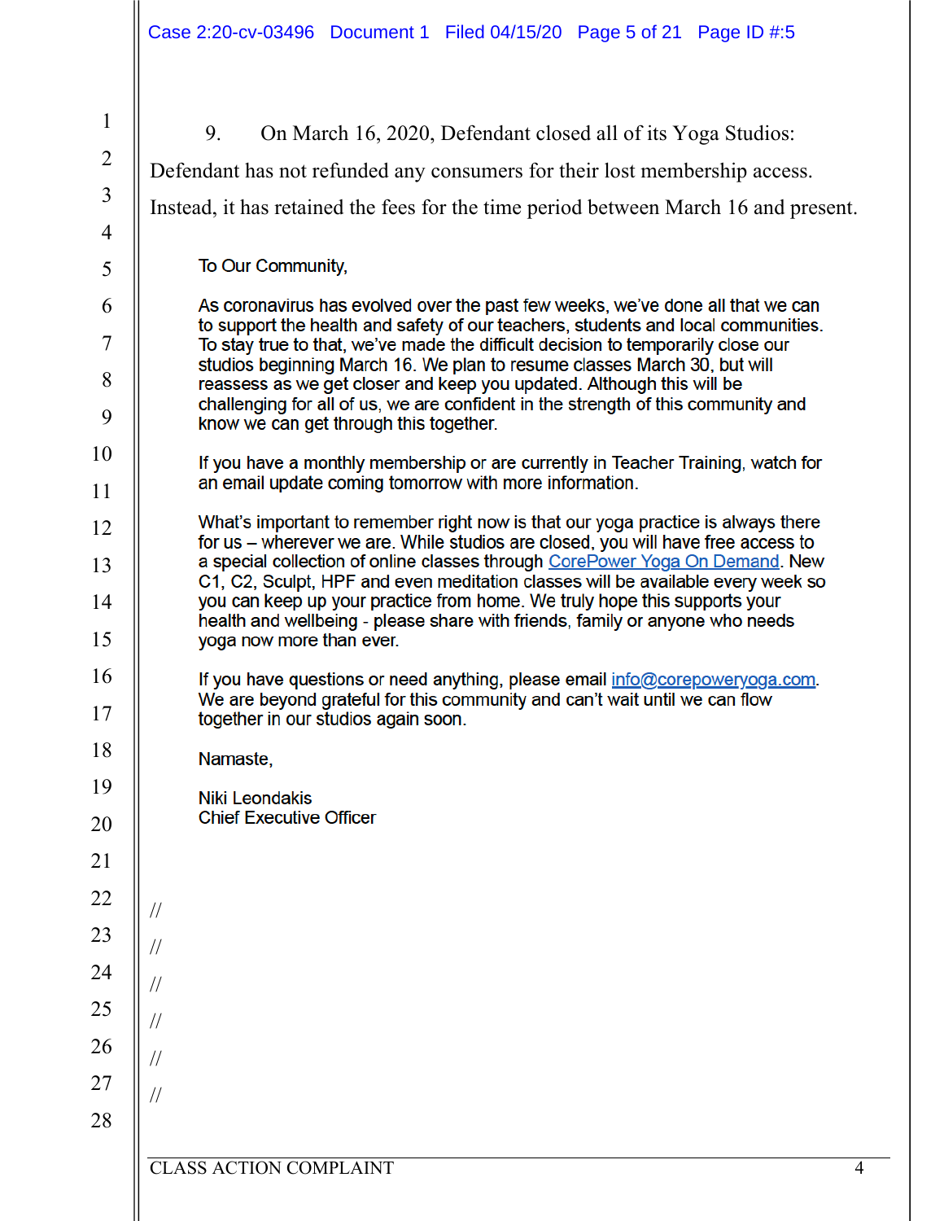9. On March 16, 2020, Defendant closed all of its Yoga Studios: Defendant has not refunded any consumers for their lost membership access. Instead, it has retained the fees for the time period between March 16 and present.

> To Our Community,
>
> As coronavirus has evolved over the past few weeks, we've done all that we can to support the health and safety of our teachers, students and local communities. To stay true to that, we've made the difficult decision to temporarily close our studios beginning March 16. We plan to resume classes March 30, but will reassess as we get closer and keep you updated. Although this will be challenging for all of us, we are confident in the strength of this community and know we can get through this together.
>
> If you have a monthly membership or are currently in Teacher Training, watch for an email update coming tomorrow with more information.
>
> What's important to remember right now is that our yoga practice is always there for us – wherever we are. While studios are closed, you will have free access to a special collection of online classes through CorePower Yoga On Demand. New C1, C2, Sculpt, HPF and even meditation classes will be available every week so you can keep up your practice from home. We truly hope this supports your health and wellbeing - please share with friends, family or anyone who needs yoga now more than ever.
>
> If you have questions or need anything, please email info@corepoweryoga.com. We are beyond grateful for this community and can't wait until we can flow together in our studios again soon.
>
> Namaste,
>
> Niki Leondakis
> Chief Executive Officer

//

//

//

//

//

//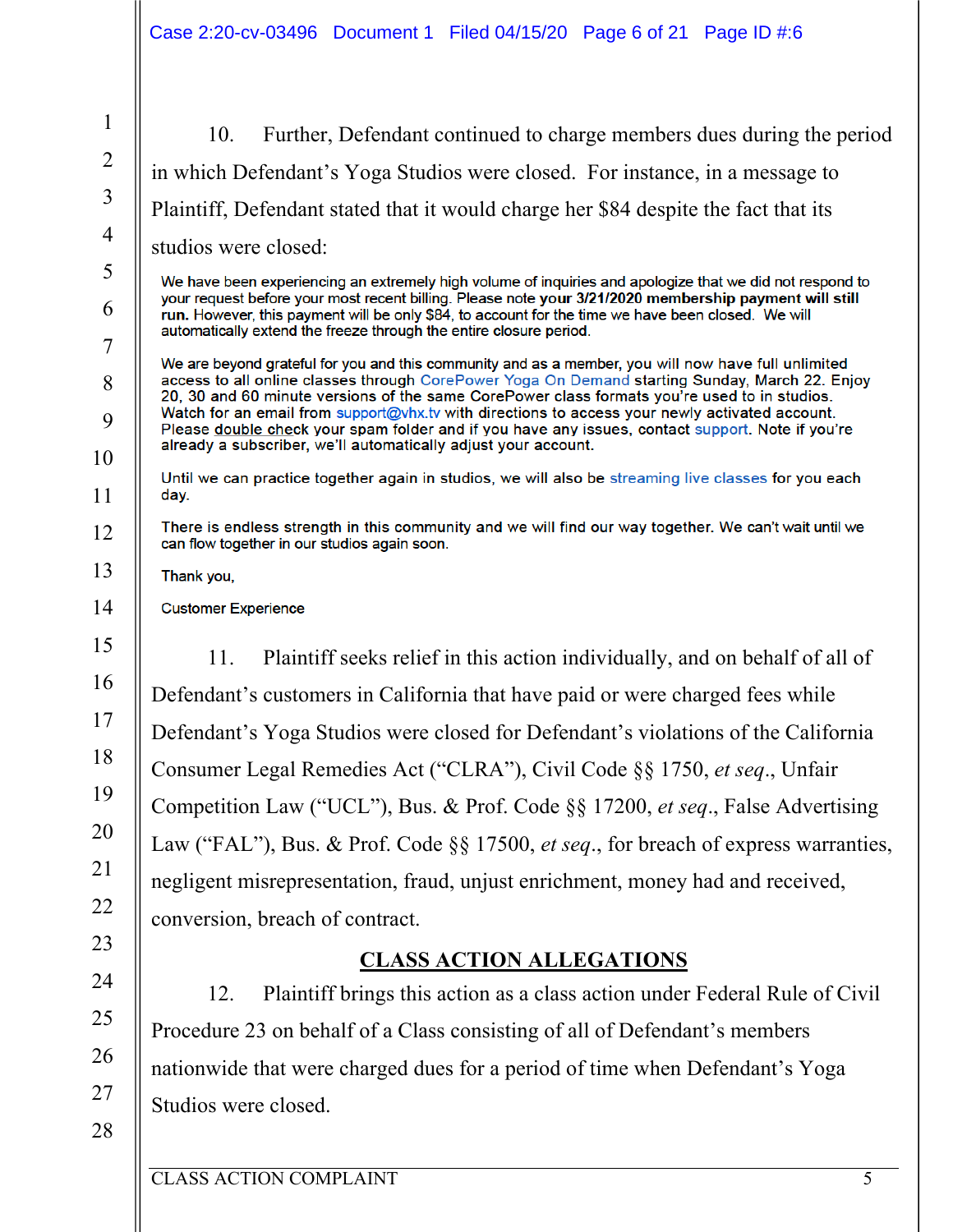10. Further, Defendant continued to charge members dues during the period in which Defendant's Yoga Studios were closed. For instance, in a message to Plaintiff, Defendant stated that it would charge her $84 despite the fact that its studios were closed:

> We have been experiencing an extremely high volume of inquiries and apologize that we did not respond to your request before your most recent billing. Please note **your 3/21/2020 membership payment will still run.** However, this payment will be only $84, to account for the time we have been closed. We will automatically extend the freeze through the entire closure period.
>
> We are beyond grateful for you and this community and as a member, you will now have full unlimited access to all online classes through CorePower Yoga On Demand starting Sunday, March 22. Enjoy 20, 30 and 60 minute versions of the same CorePower class formats you're used to in studios. Watch for an email from support@vhx.tv with directions to access your newly activated account. Please double check your spam folder and if you have any issues, contact support. Note if you're already a subscriber, we'll automatically adjust your account.
>
> Until we can practice together again in studios, we will also be streaming live classes for you each day.
>
> There is endless strength in this community and we will find our way together. We can't wait until we can flow together in our studios again soon.
>
> Thank you,
>
> Customer Experience

11. Plaintiff seeks relief in this action individually, and on behalf of all of Defendant's customers in California that have paid or were charged fees while Defendant's Yoga Studios were closed for Defendant's violations of the California Consumer Legal Remedies Act ("CLRA"), Civil Code §§ 1750, *et seq*., Unfair Competition Law ("UCL"), Bus. & Prof. Code §§ 17200, *et seq*., False Advertising Law ("FAL"), Bus. & Prof. Code §§ 17500, *et seq*., for breach of express warranties, negligent misrepresentation, fraud, unjust enrichment, money had and received, conversion, breach of contract.

## CLASS ACTION ALLEGATIONS

12. Plaintiff brings this action as a class action under Federal Rule of Civil Procedure 23 on behalf of a Class consisting of all of Defendant's members nationwide that were charged dues for a period of time when Defendant's Yoga Studios were closed.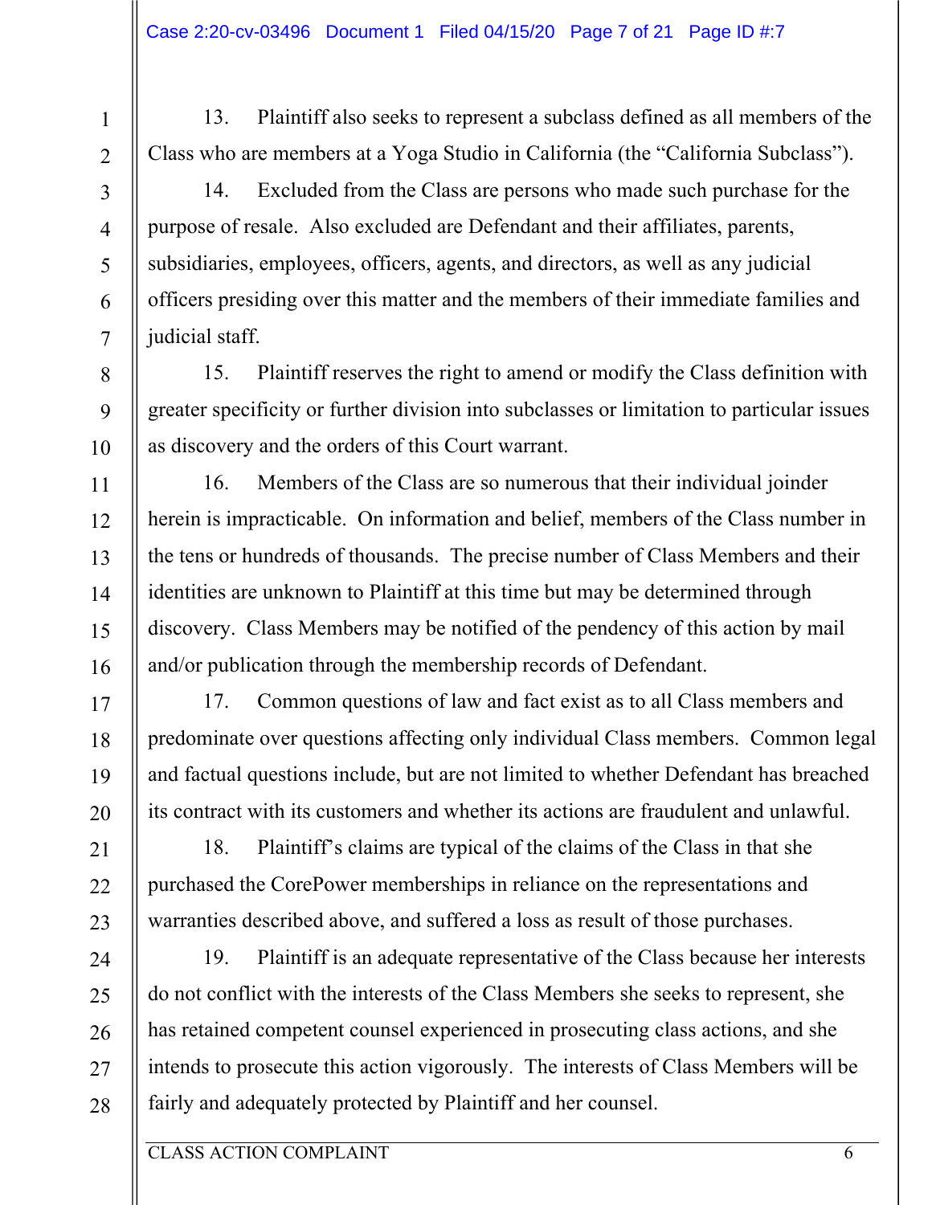13. Plaintiff also seeks to represent a subclass defined as all members of the Class who are members at a Yoga Studio in California (the "California Subclass").

14. Excluded from the Class are persons who made such purchase for the purpose of resale. Also excluded are Defendant and their affiliates, parents, subsidiaries, employees, officers, agents, and directors, as well as any judicial officers presiding over this matter and the members of their immediate families and judicial staff.

15. Plaintiff reserves the right to amend or modify the Class definition with greater specificity or further division into subclasses or limitation to particular issues as discovery and the orders of this Court warrant.

16. Members of the Class are so numerous that their individual joinder herein is impracticable. On information and belief, members of the Class number in the tens or hundreds of thousands. The precise number of Class Members and their identities are unknown to Plaintiff at this time but may be determined through discovery. Class Members may be notified of the pendency of this action by mail and/or publication through the membership records of Defendant.

17. Common questions of law and fact exist as to all Class members and predominate over questions affecting only individual Class members. Common legal and factual questions include, but are not limited to whether Defendant has breached its contract with its customers and whether its actions are fraudulent and unlawful.

18. Plaintiff's claims are typical of the claims of the Class in that she purchased the CorePower memberships in reliance on the representations and warranties described above, and suffered a loss as result of those purchases.

19. Plaintiff is an adequate representative of the Class because her interests do not conflict with the interests of the Class Members she seeks to represent, she has retained competent counsel experienced in prosecuting class actions, and she intends to prosecute this action vigorously. The interests of Class Members will be fairly and adequately protected by Plaintiff and her counsel.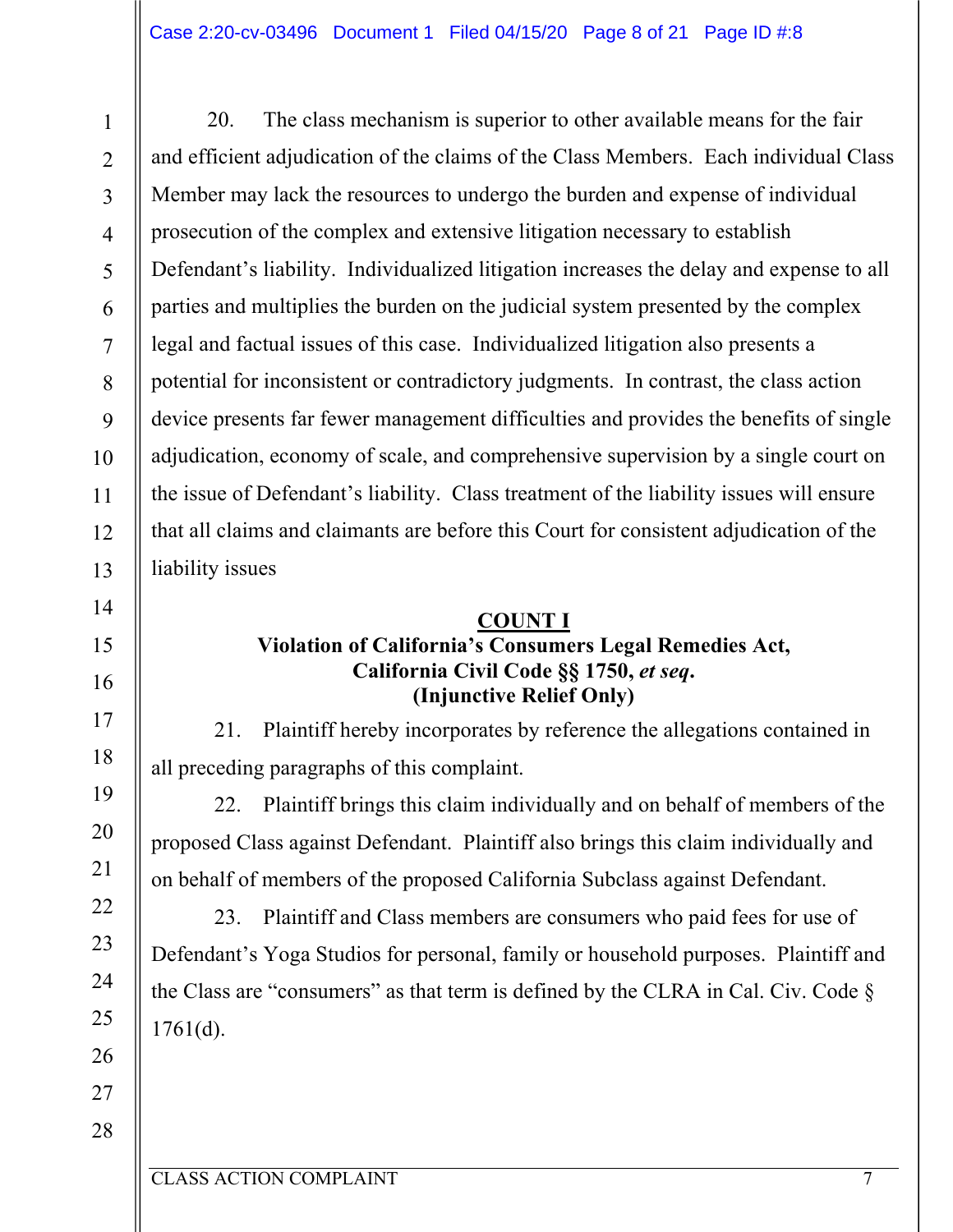20. The class mechanism is superior to other available means for the fair and efficient adjudication of the claims of the Class Members. Each individual Class Member may lack the resources to undergo the burden and expense of individual prosecution of the complex and extensive litigation necessary to establish Defendant's liability. Individualized litigation increases the delay and expense to all parties and multiplies the burden on the judicial system presented by the complex legal and factual issues of this case. Individualized litigation also presents a potential for inconsistent or contradictory judgments. In contrast, the class action device presents far fewer management difficulties and provides the benefits of single adjudication, economy of scale, and comprehensive supervision by a single court on the issue of Defendant's liability. Class treatment of the liability issues will ensure that all claims and claimants are before this Court for consistent adjudication of the liability issues

## COUNT I

### Violation of California's Consumers Legal Remedies Act, California Civil Code §§ 1750, *et seq.* (Injunctive Relief Only)

21. Plaintiff hereby incorporates by reference the allegations contained in all preceding paragraphs of this complaint.

22. Plaintiff brings this claim individually and on behalf of members of the proposed Class against Defendant. Plaintiff also brings this claim individually and on behalf of members of the proposed California Subclass against Defendant.

23. Plaintiff and Class members are consumers who paid fees for use of Defendant's Yoga Studios for personal, family or household purposes. Plaintiff and the Class are "consumers" as that term is defined by the CLRA in Cal. Civ. Code § 1761(d).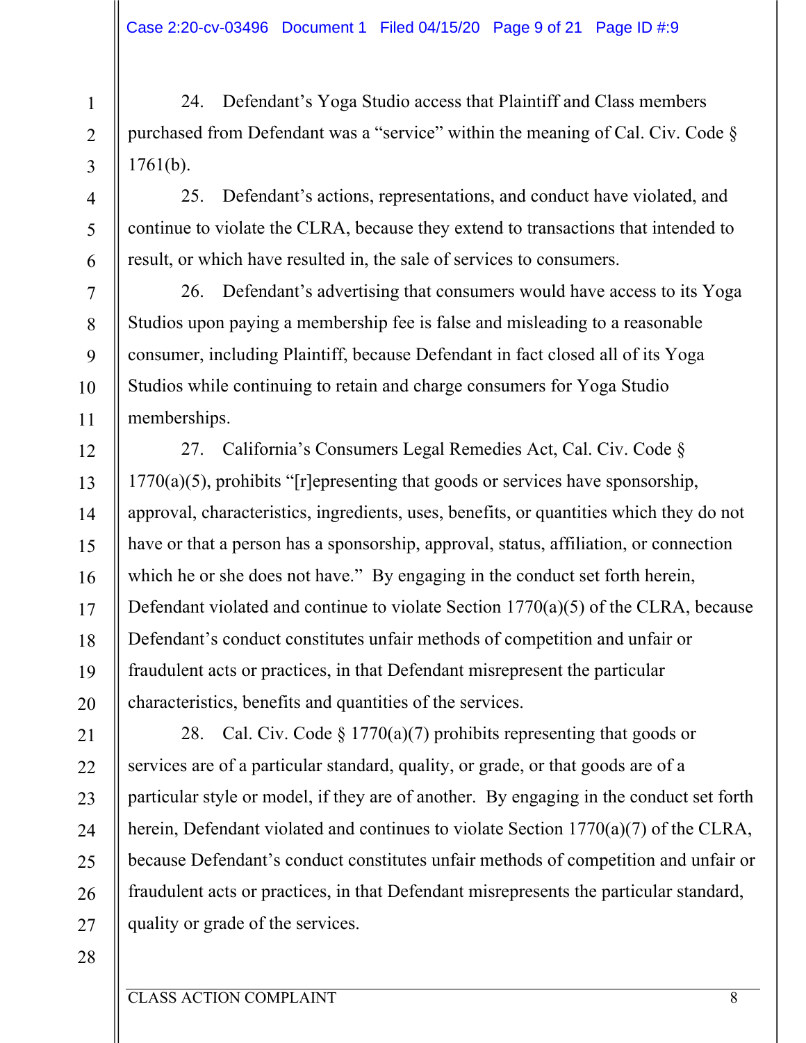24. Defendant's Yoga Studio access that Plaintiff and Class members purchased from Defendant was a "service" within the meaning of Cal. Civ. Code § 1761(b).

25. Defendant's actions, representations, and conduct have violated, and continue to violate the CLRA, because they extend to transactions that intended to result, or which have resulted in, the sale of services to consumers.

26. Defendant's advertising that consumers would have access to its Yoga Studios upon paying a membership fee is false and misleading to a reasonable consumer, including Plaintiff, because Defendant in fact closed all of its Yoga Studios while continuing to retain and charge consumers for Yoga Studio memberships.

27. California's Consumers Legal Remedies Act, Cal. Civ. Code § 1770(a)(5), prohibits "[r]epresenting that goods or services have sponsorship, approval, characteristics, ingredients, uses, benefits, or quantities which they do not have or that a person has a sponsorship, approval, status, affiliation, or connection which he or she does not have." By engaging in the conduct set forth herein, Defendant violated and continue to violate Section 1770(a)(5) of the CLRA, because Defendant's conduct constitutes unfair methods of competition and unfair or fraudulent acts or practices, in that Defendant misrepresent the particular characteristics, benefits and quantities of the services.

28. Cal. Civ. Code § 1770(a)(7) prohibits representing that goods or services are of a particular standard, quality, or grade, or that goods are of a particular style or model, if they are of another. By engaging in the conduct set forth herein, Defendant violated and continues to violate Section 1770(a)(7) of the CLRA, because Defendant's conduct constitutes unfair methods of competition and unfair or fraudulent acts or practices, in that Defendant misrepresents the particular standard, quality or grade of the services.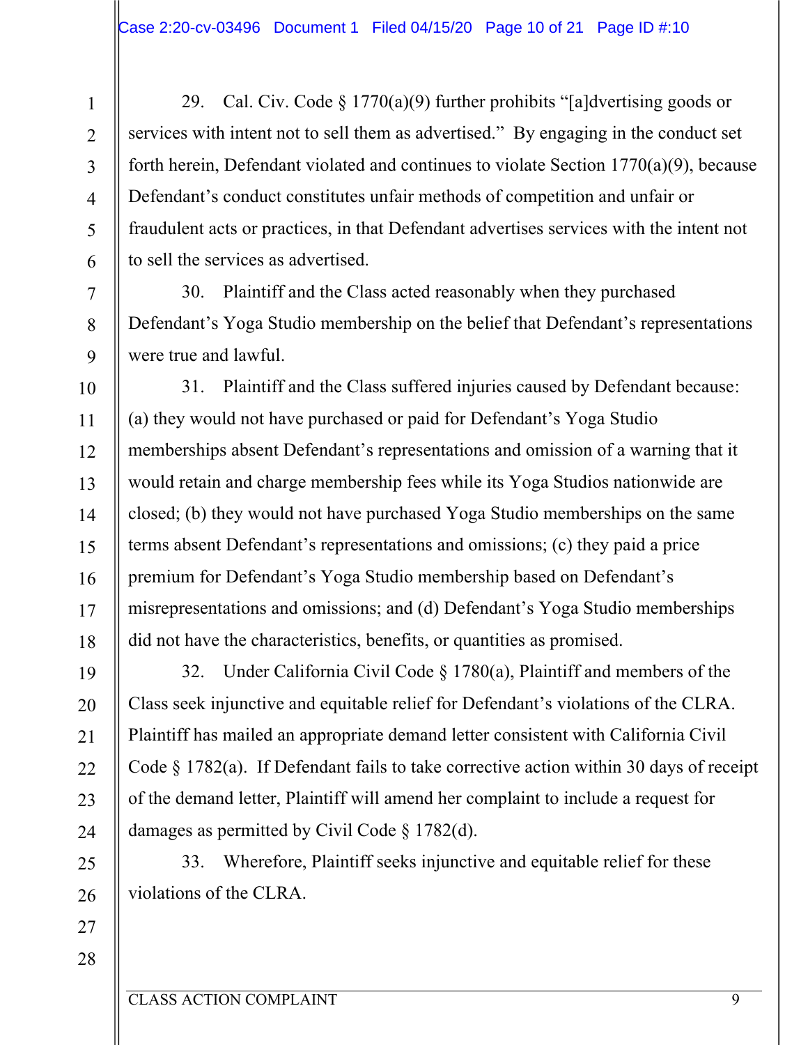29. Cal. Civ. Code § 1770(a)(9) further prohibits "[a]dvertising goods or services with intent not to sell them as advertised." By engaging in the conduct set forth herein, Defendant violated and continues to violate Section 1770(a)(9), because Defendant's conduct constitutes unfair methods of competition and unfair or fraudulent acts or practices, in that Defendant advertises services with the intent not to sell the services as advertised.

30. Plaintiff and the Class acted reasonably when they purchased Defendant's Yoga Studio membership on the belief that Defendant's representations were true and lawful.

31. Plaintiff and the Class suffered injuries caused by Defendant because: (a) they would not have purchased or paid for Defendant's Yoga Studio memberships absent Defendant's representations and omission of a warning that it would retain and charge membership fees while its Yoga Studios nationwide are closed; (b) they would not have purchased Yoga Studio memberships on the same terms absent Defendant's representations and omissions; (c) they paid a price premium for Defendant's Yoga Studio membership based on Defendant's misrepresentations and omissions; and (d) Defendant's Yoga Studio memberships did not have the characteristics, benefits, or quantities as promised.

32. Under California Civil Code § 1780(a), Plaintiff and members of the Class seek injunctive and equitable relief for Defendant's violations of the CLRA. Plaintiff has mailed an appropriate demand letter consistent with California Civil Code § 1782(a). If Defendant fails to take corrective action within 30 days of receipt of the demand letter, Plaintiff will amend her complaint to include a request for damages as permitted by Civil Code § 1782(d).

33. Wherefore, Plaintiff seeks injunctive and equitable relief for these violations of the CLRA.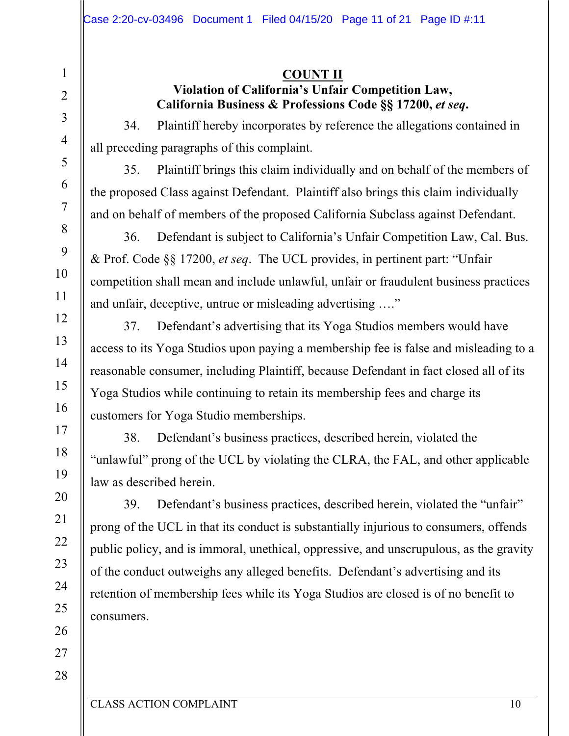## COUNT II

### Violation of California's Unfair Competition Law, California Business & Professions Code §§ 17200, *et seq*.

34. Plaintiff hereby incorporates by reference the allegations contained in all preceding paragraphs of this complaint.

35. Plaintiff brings this claim individually and on behalf of the members of the proposed Class against Defendant. Plaintiff also brings this claim individually and on behalf of members of the proposed California Subclass against Defendant.

36. Defendant is subject to California's Unfair Competition Law, Cal. Bus. & Prof. Code §§ 17200, *et seq*. The UCL provides, in pertinent part: "Unfair competition shall mean and include unlawful, unfair or fraudulent business practices and unfair, deceptive, untrue or misleading advertising …."

37. Defendant's advertising that its Yoga Studios members would have access to its Yoga Studios upon paying a membership fee is false and misleading to a reasonable consumer, including Plaintiff, because Defendant in fact closed all of its Yoga Studios while continuing to retain its membership fees and charge its customers for Yoga Studio memberships.

38. Defendant's business practices, described herein, violated the "unlawful" prong of the UCL by violating the CLRA, the FAL, and other applicable law as described herein.

39. Defendant's business practices, described herein, violated the "unfair" prong of the UCL in that its conduct is substantially injurious to consumers, offends public policy, and is immoral, unethical, oppressive, and unscrupulous, as the gravity of the conduct outweighs any alleged benefits. Defendant's advertising and its retention of membership fees while its Yoga Studios are closed is of no benefit to consumers.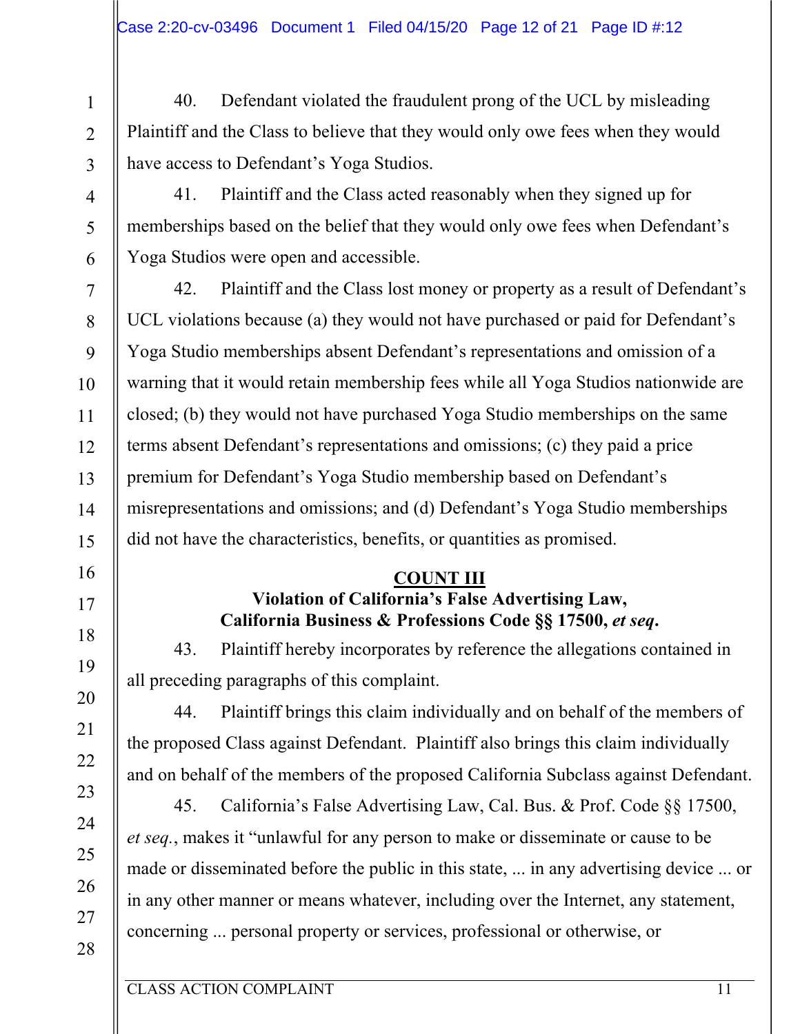40. Defendant violated the fraudulent prong of the UCL by misleading Plaintiff and the Class to believe that they would only owe fees when they would have access to Defendant's Yoga Studios.

41. Plaintiff and the Class acted reasonably when they signed up for memberships based on the belief that they would only owe fees when Defendant's Yoga Studios were open and accessible.

42. Plaintiff and the Class lost money or property as a result of Defendant's UCL violations because (a) they would not have purchased or paid for Defendant's Yoga Studio memberships absent Defendant's representations and omission of a warning that it would retain membership fees while all Yoga Studios nationwide are closed; (b) they would not have purchased Yoga Studio memberships on the same terms absent Defendant's representations and omissions; (c) they paid a price premium for Defendant's Yoga Studio membership based on Defendant's misrepresentations and omissions; and (d) Defendant's Yoga Studio memberships did not have the characteristics, benefits, or quantities as promised.

## COUNT III
**Violation of California's False Advertising Law,**
**California Business & Professions Code §§ 17500, *et seq*.**

43. Plaintiff hereby incorporates by reference the allegations contained in all preceding paragraphs of this complaint.

44. Plaintiff brings this claim individually and on behalf of the members of the proposed Class against Defendant. Plaintiff also brings this claim individually and on behalf of the members of the proposed California Subclass against Defendant.

45. California's False Advertising Law, Cal. Bus. & Prof. Code §§ 17500, *et seq.*, makes it "unlawful for any person to make or disseminate or cause to be made or disseminated before the public in this state, ... in any advertising device ... or in any other manner or means whatever, including over the Internet, any statement, concerning ... personal property or services, professional or otherwise, or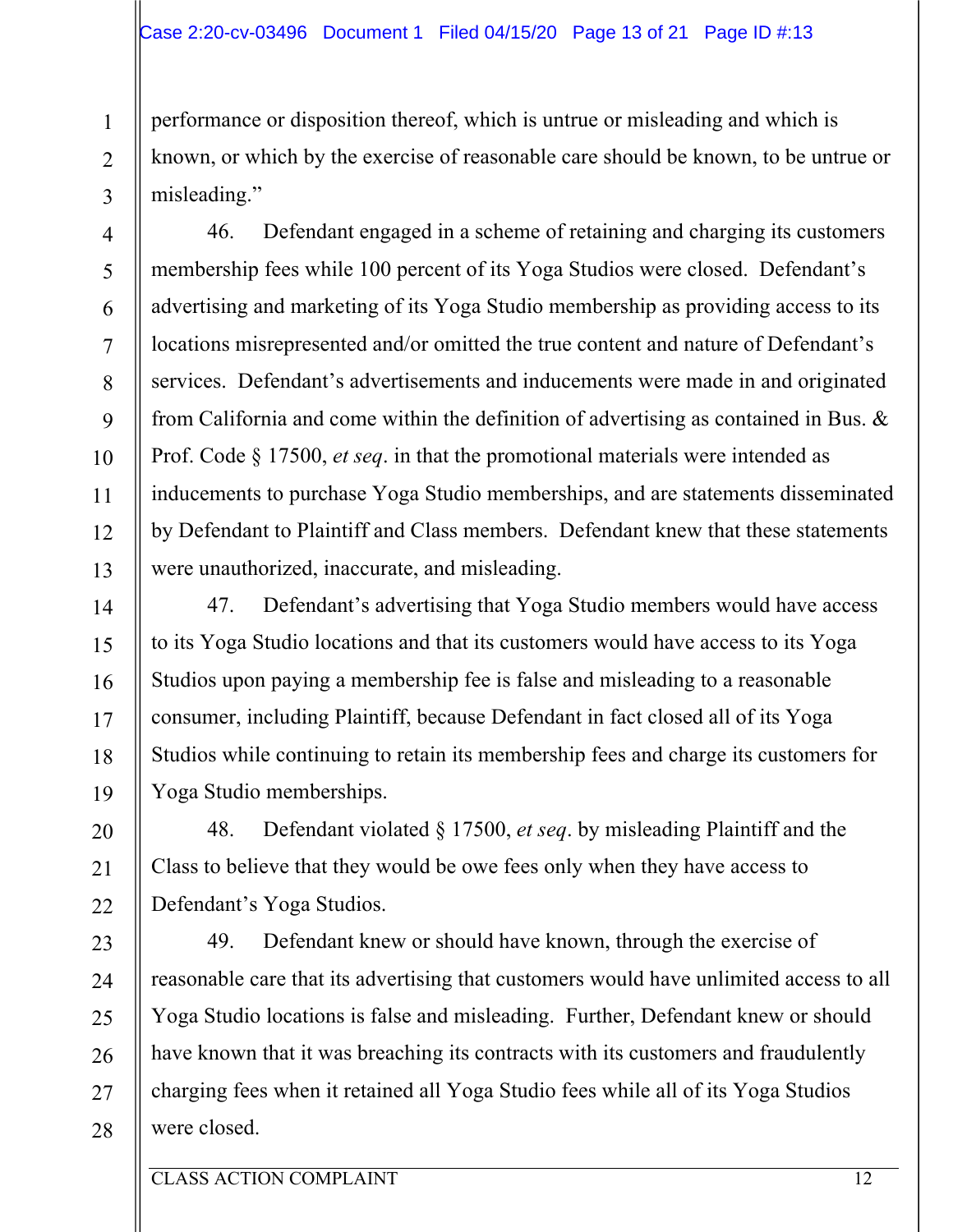performance or disposition thereof, which is untrue or misleading and which is known, or which by the exercise of reasonable care should be known, to be untrue or misleading."

46. Defendant engaged in a scheme of retaining and charging its customers membership fees while 100 percent of its Yoga Studios were closed. Defendant's advertising and marketing of its Yoga Studio membership as providing access to its locations misrepresented and/or omitted the true content and nature of Defendant's services. Defendant's advertisements and inducements were made in and originated from California and come within the definition of advertising as contained in Bus. & Prof. Code § 17500, *et seq*. in that the promotional materials were intended as inducements to purchase Yoga Studio memberships, and are statements disseminated by Defendant to Plaintiff and Class members. Defendant knew that these statements were unauthorized, inaccurate, and misleading.

47. Defendant's advertising that Yoga Studio members would have access to its Yoga Studio locations and that its customers would have access to its Yoga Studios upon paying a membership fee is false and misleading to a reasonable consumer, including Plaintiff, because Defendant in fact closed all of its Yoga Studios while continuing to retain its membership fees and charge its customers for Yoga Studio memberships.

48. Defendant violated § 17500, *et seq*. by misleading Plaintiff and the Class to believe that they would be owe fees only when they have access to Defendant's Yoga Studios.

49. Defendant knew or should have known, through the exercise of reasonable care that its advertising that customers would have unlimited access to all Yoga Studio locations is false and misleading. Further, Defendant knew or should have known that it was breaching its contracts with its customers and fraudulently charging fees when it retained all Yoga Studio fees while all of its Yoga Studios were closed.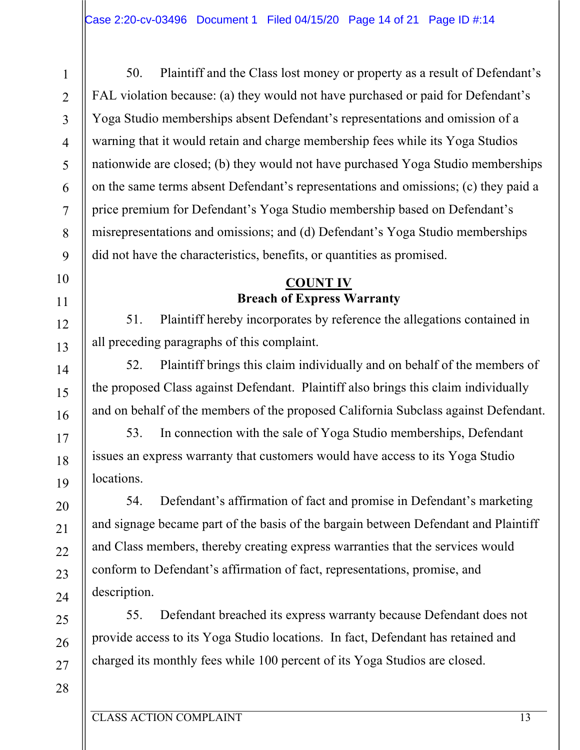50. Plaintiff and the Class lost money or property as a result of Defendant's FAL violation because: (a) they would not have purchased or paid for Defendant's Yoga Studio memberships absent Defendant's representations and omission of a warning that it would retain and charge membership fees while its Yoga Studios nationwide are closed; (b) they would not have purchased Yoga Studio memberships on the same terms absent Defendant's representations and omissions; (c) they paid a price premium for Defendant's Yoga Studio membership based on Defendant's misrepresentations and omissions; and (d) Defendant's Yoga Studio memberships did not have the characteristics, benefits, or quantities as promised.

## COUNT IV
**Breach of Express Warranty**

51. Plaintiff hereby incorporates by reference the allegations contained in all preceding paragraphs of this complaint.

52. Plaintiff brings this claim individually and on behalf of the members of the proposed Class against Defendant. Plaintiff also brings this claim individually and on behalf of the members of the proposed California Subclass against Defendant.

53. In connection with the sale of Yoga Studio memberships, Defendant issues an express warranty that customers would have access to its Yoga Studio locations.

54. Defendant's affirmation of fact and promise in Defendant's marketing and signage became part of the basis of the bargain between Defendant and Plaintiff and Class members, thereby creating express warranties that the services would conform to Defendant's affirmation of fact, representations, promise, and description.

55. Defendant breached its express warranty because Defendant does not provide access to its Yoga Studio locations. In fact, Defendant has retained and charged its monthly fees while 100 percent of its Yoga Studios are closed.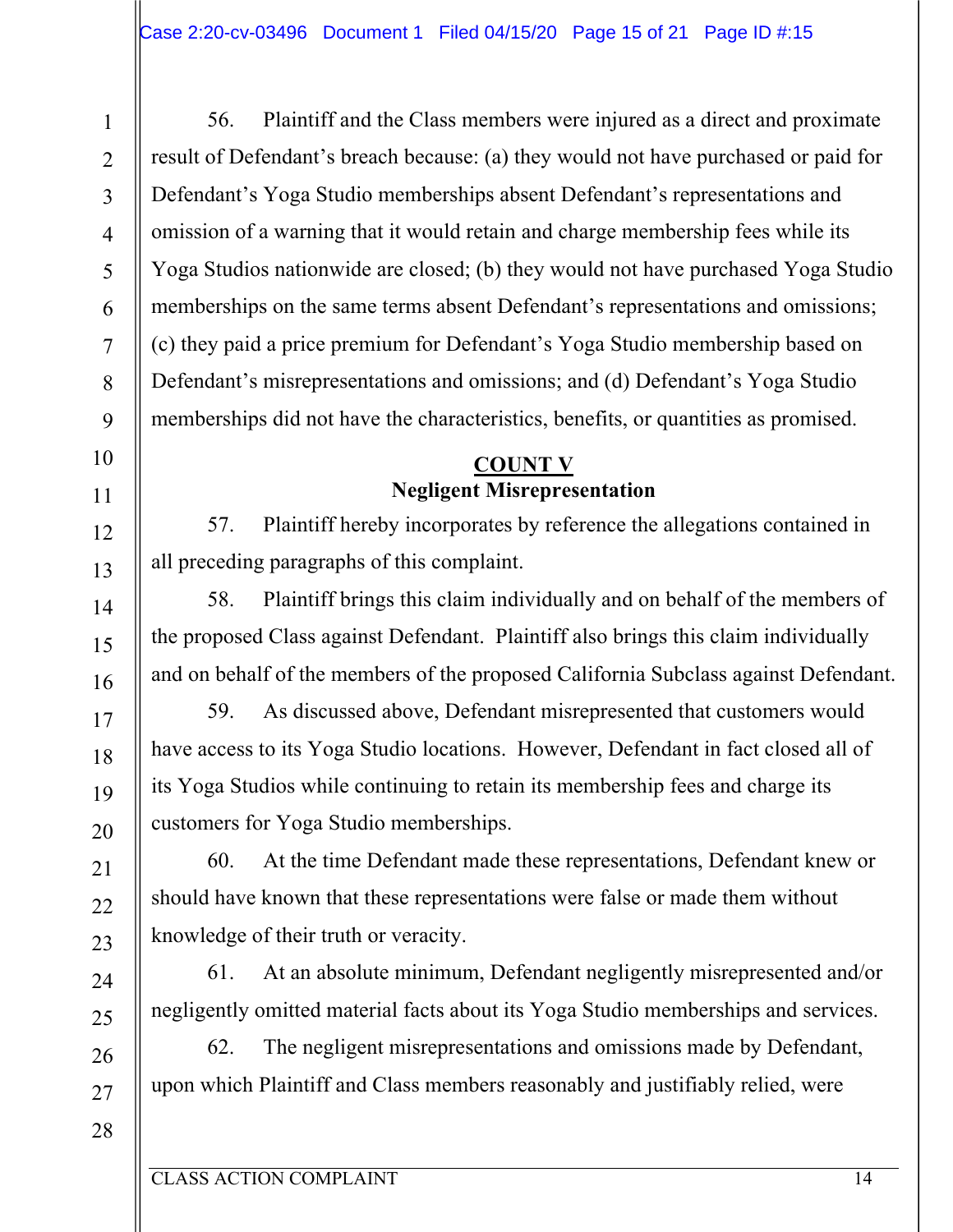56. Plaintiff and the Class members were injured as a direct and proximate result of Defendant's breach because: (a) they would not have purchased or paid for Defendant's Yoga Studio memberships absent Defendant's representations and omission of a warning that it would retain and charge membership fees while its Yoga Studios nationwide are closed; (b) they would not have purchased Yoga Studio memberships on the same terms absent Defendant's representations and omissions; (c) they paid a price premium for Defendant's Yoga Studio membership based on Defendant's misrepresentations and omissions; and (d) Defendant's Yoga Studio memberships did not have the characteristics, benefits, or quantities as promised.

## COUNT V
### Negligent Misrepresentation

57. Plaintiff hereby incorporates by reference the allegations contained in all preceding paragraphs of this complaint.

58. Plaintiff brings this claim individually and on behalf of the members of the proposed Class against Defendant. Plaintiff also brings this claim individually and on behalf of the members of the proposed California Subclass against Defendant.

59. As discussed above, Defendant misrepresented that customers would have access to its Yoga Studio locations. However, Defendant in fact closed all of its Yoga Studios while continuing to retain its membership fees and charge its customers for Yoga Studio memberships.

60. At the time Defendant made these representations, Defendant knew or should have known that these representations were false or made them without knowledge of their truth or veracity.

61. At an absolute minimum, Defendant negligently misrepresented and/or negligently omitted material facts about its Yoga Studio memberships and services.

62. The negligent misrepresentations and omissions made by Defendant, upon which Plaintiff and Class members reasonably and justifiably relied, were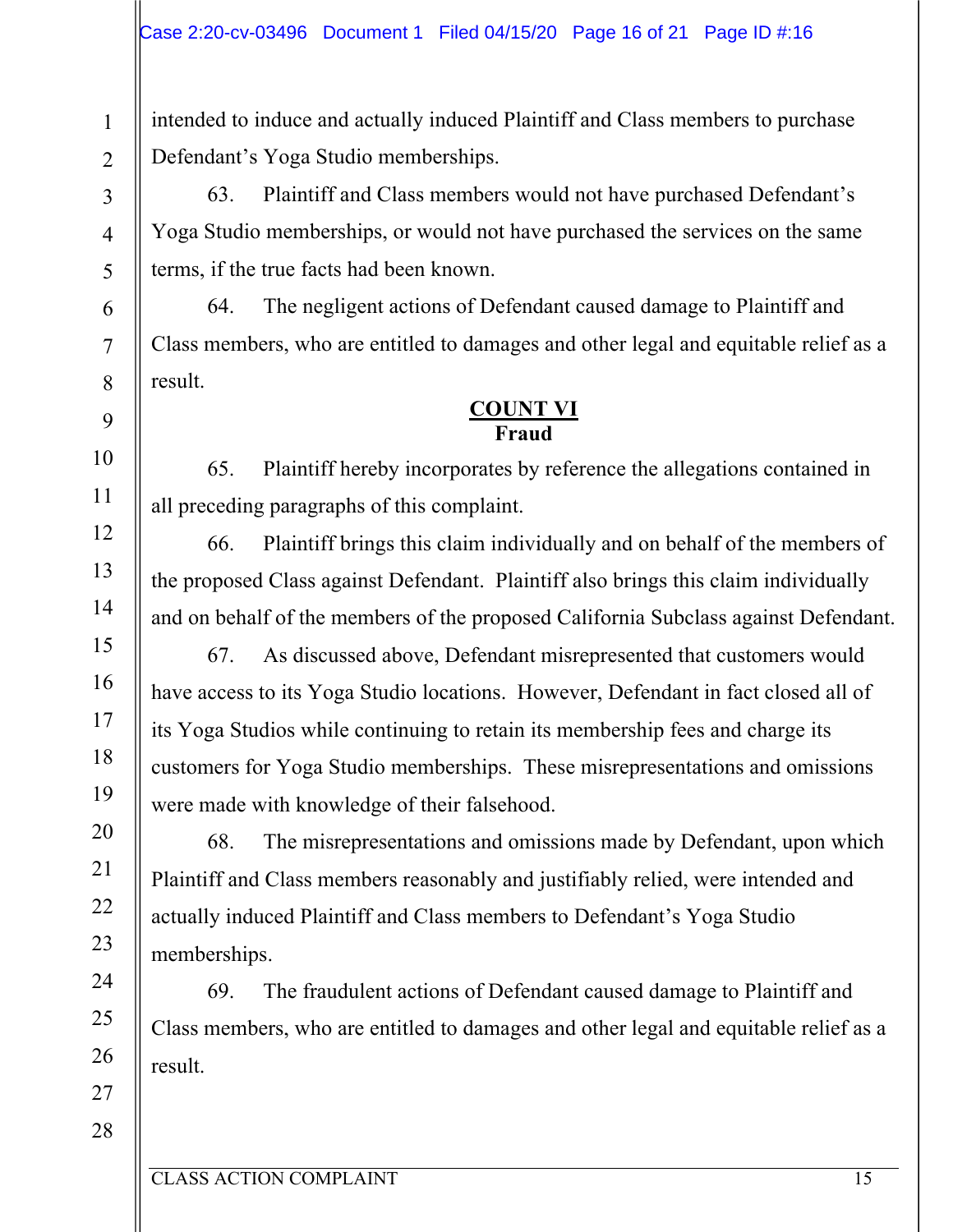intended to induce and actually induced Plaintiff and Class members to purchase Defendant's Yoga Studio memberships.

63. Plaintiff and Class members would not have purchased Defendant's Yoga Studio memberships, or would not have purchased the services on the same terms, if the true facts had been known.

64. The negligent actions of Defendant caused damage to Plaintiff and Class members, who are entitled to damages and other legal and equitable relief as a result.

## COUNT VI
### Fraud

65. Plaintiff hereby incorporates by reference the allegations contained in all preceding paragraphs of this complaint.

66. Plaintiff brings this claim individually and on behalf of the members of the proposed Class against Defendant. Plaintiff also brings this claim individually and on behalf of the members of the proposed California Subclass against Defendant.

67. As discussed above, Defendant misrepresented that customers would have access to its Yoga Studio locations. However, Defendant in fact closed all of its Yoga Studios while continuing to retain its membership fees and charge its customers for Yoga Studio memberships. These misrepresentations and omissions were made with knowledge of their falsehood.

68. The misrepresentations and omissions made by Defendant, upon which Plaintiff and Class members reasonably and justifiably relied, were intended and actually induced Plaintiff and Class members to Defendant's Yoga Studio memberships.

69. The fraudulent actions of Defendant caused damage to Plaintiff and Class members, who are entitled to damages and other legal and equitable relief as a result.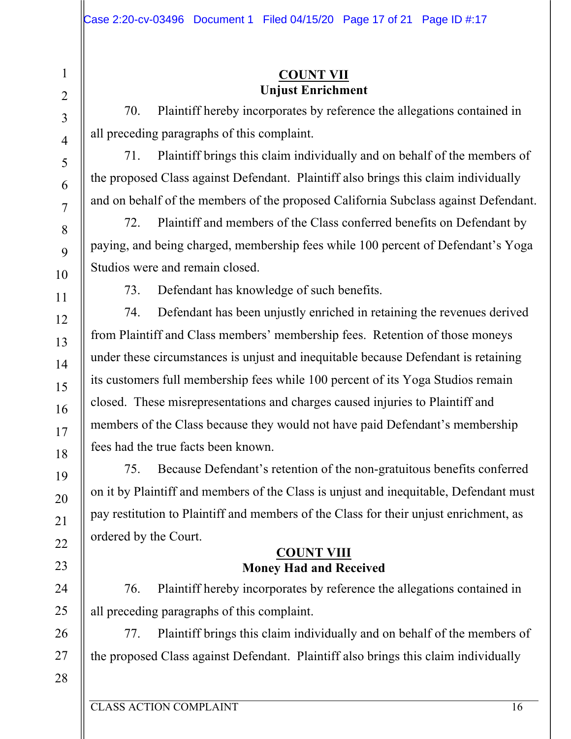## COUNT VII
### Unjust Enrichment

70. Plaintiff hereby incorporates by reference the allegations contained in all preceding paragraphs of this complaint.

71. Plaintiff brings this claim individually and on behalf of the members of the proposed Class against Defendant. Plaintiff also brings this claim individually and on behalf of the members of the proposed California Subclass against Defendant.

72. Plaintiff and members of the Class conferred benefits on Defendant by paying, and being charged, membership fees while 100 percent of Defendant's Yoga Studios were and remain closed.

73. Defendant has knowledge of such benefits.

74. Defendant has been unjustly enriched in retaining the revenues derived from Plaintiff and Class members' membership fees. Retention of those moneys under these circumstances is unjust and inequitable because Defendant is retaining its customers full membership fees while 100 percent of its Yoga Studios remain closed. These misrepresentations and charges caused injuries to Plaintiff and members of the Class because they would not have paid Defendant's membership fees had the true facts been known.

75. Because Defendant's retention of the non-gratuitous benefits conferred on it by Plaintiff and members of the Class is unjust and inequitable, Defendant must pay restitution to Plaintiff and members of the Class for their unjust enrichment, as ordered by the Court.

## COUNT VIII
### Money Had and Received

76. Plaintiff hereby incorporates by reference the allegations contained in all preceding paragraphs of this complaint.

77. Plaintiff brings this claim individually and on behalf of the members of the proposed Class against Defendant. Plaintiff also brings this claim individually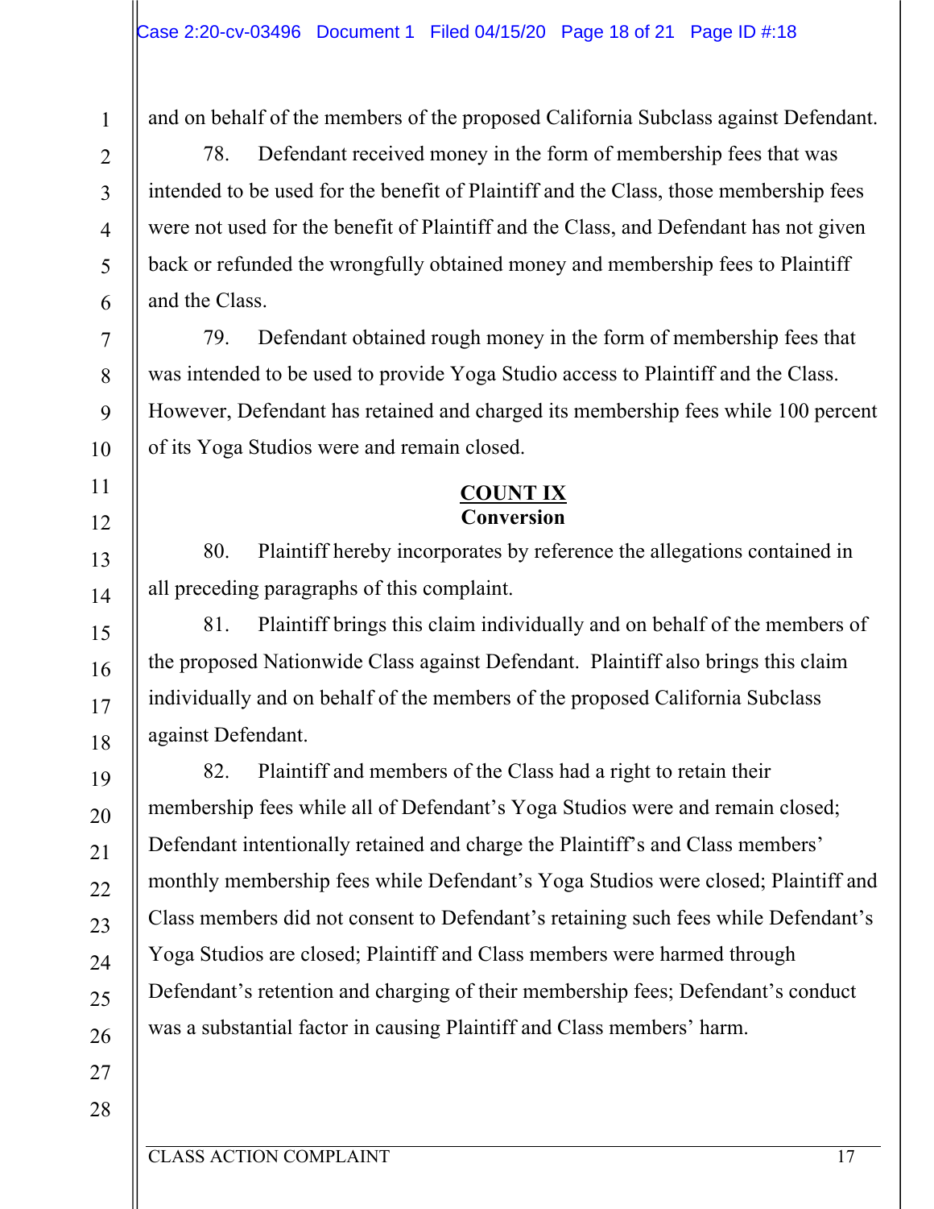and on behalf of the members of the proposed California Subclass against Defendant.

78. Defendant received money in the form of membership fees that was intended to be used for the benefit of Plaintiff and the Class, those membership fees were not used for the benefit of Plaintiff and the Class, and Defendant has not given back or refunded the wrongfully obtained money and membership fees to Plaintiff and the Class.

79. Defendant obtained rough money in the form of membership fees that was intended to be used to provide Yoga Studio access to Plaintiff and the Class. However, Defendant has retained and charged its membership fees while 100 percent of its Yoga Studios were and remain closed.

**COUNT IX**
**Conversion**

80. Plaintiff hereby incorporates by reference the allegations contained in all preceding paragraphs of this complaint.

81. Plaintiff brings this claim individually and on behalf of the members of the proposed Nationwide Class against Defendant. Plaintiff also brings this claim individually and on behalf of the members of the proposed California Subclass against Defendant.

82. Plaintiff and members of the Class had a right to retain their membership fees while all of Defendant's Yoga Studios were and remain closed; Defendant intentionally retained and charge the Plaintiff's and Class members' monthly membership fees while Defendant's Yoga Studios were closed; Plaintiff and Class members did not consent to Defendant's retaining such fees while Defendant's Yoga Studios are closed; Plaintiff and Class members were harmed through Defendant's retention and charging of their membership fees; Defendant's conduct was a substantial factor in causing Plaintiff and Class members' harm.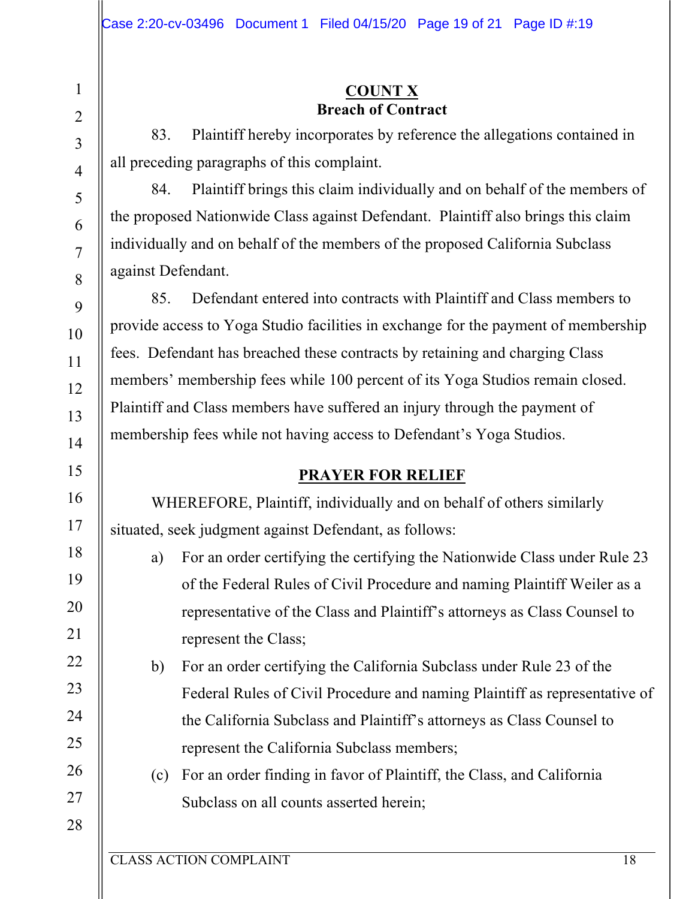**COUNT X**

**Breach of Contract**

83. Plaintiff hereby incorporates by reference the allegations contained in all preceding paragraphs of this complaint.

84. Plaintiff brings this claim individually and on behalf of the members of the proposed Nationwide Class against Defendant. Plaintiff also brings this claim individually and on behalf of the members of the proposed California Subclass against Defendant.

85. Defendant entered into contracts with Plaintiff and Class members to provide access to Yoga Studio facilities in exchange for the payment of membership fees. Defendant has breached these contracts by retaining and charging Class members' membership fees while 100 percent of its Yoga Studios remain closed. Plaintiff and Class members have suffered an injury through the payment of membership fees while not having access to Defendant's Yoga Studios.

**PRAYER FOR RELIEF**

WHEREFORE, Plaintiff, individually and on behalf of others similarly situated, seek judgment against Defendant, as follows:

a) For an order certifying the certifying the Nationwide Class under Rule 23 of the Federal Rules of Civil Procedure and naming Plaintiff Weiler as a representative of the Class and Plaintiff's attorneys as Class Counsel to represent the Class;

b) For an order certifying the California Subclass under Rule 23 of the Federal Rules of Civil Procedure and naming Plaintiff as representative of the California Subclass and Plaintiff's attorneys as Class Counsel to represent the California Subclass members;

(c) For an order finding in favor of Plaintiff, the Class, and California Subclass on all counts asserted herein;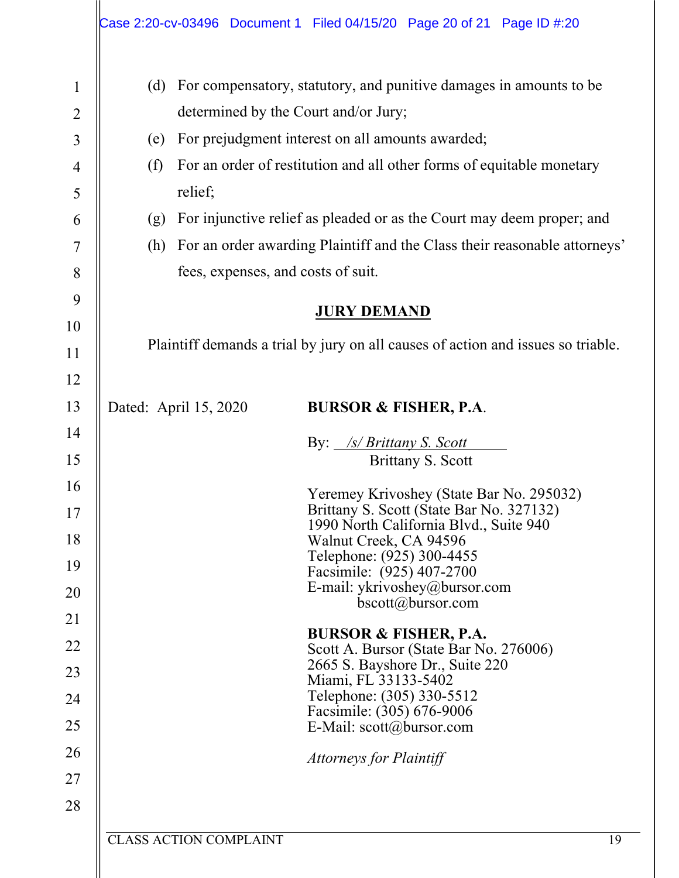(d) For compensatory, statutory, and punitive damages in amounts to be determined by the Court and/or Jury;

(e) For prejudgment interest on all amounts awarded;

(f) For an order of restitution and all other forms of equitable monetary relief;

(g) For injunctive relief as pleaded or as the Court may deem proper; and

(h) For an order awarding Plaintiff and the Class their reasonable attorneys' fees, expenses, and costs of suit.

## JURY DEMAND

Plaintiff demands a trial by jury on all causes of action and issues so triable.

Dated: April 15, 2020

**BURSOR & FISHER, P.A.**

By: */s/ Brittany S. Scott*
Brittany S. Scott

Yeremey Krivoshey (State Bar No. 295032)
Brittany S. Scott (State Bar No. 327132)
1990 North California Blvd., Suite 940
Walnut Creek, CA 94596
Telephone: (925) 300-4455
Facsimile: (925) 407-2700
E-mail: ykrivoshey@bursor.com
bscott@bursor.com

**BURSOR & FISHER, P.A.**
Scott A. Bursor (State Bar No. 276006)
2665 S. Bayshore Dr., Suite 220
Miami, FL 33133-5402
Telephone: (305) 330-5512
Facsimile: (305) 676-9006
E-Mail: scott@bursor.com

*Attorneys for Plaintiff*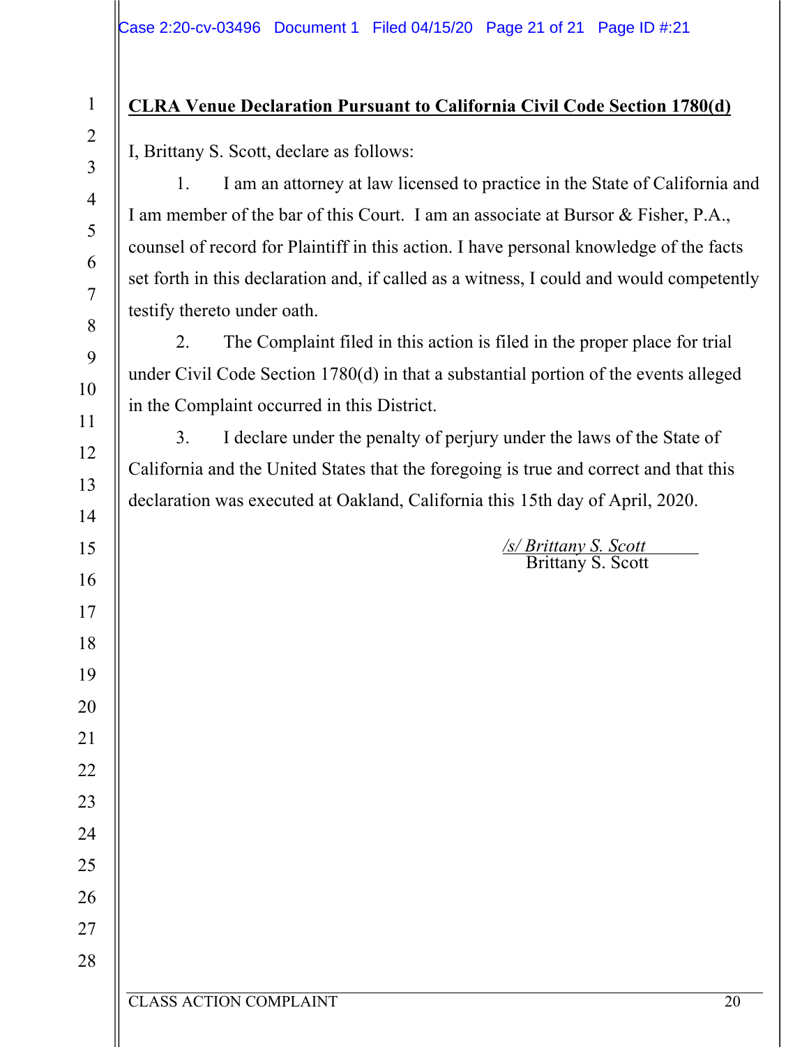**CLRA Venue Declaration Pursuant to California Civil Code Section 1780(d)**

I, Brittany S. Scott, declare as follows:

1. I am an attorney at law licensed to practice in the State of California and I am member of the bar of this Court. I am an associate at Bursor & Fisher, P.A., counsel of record for Plaintiff in this action. I have personal knowledge of the facts set forth in this declaration and, if called as a witness, I could and would competently testify thereto under oath.

2. The Complaint filed in this action is filed in the proper place for trial under Civil Code Section 1780(d) in that a substantial portion of the events alleged in the Complaint occurred in this District.

3. I declare under the penalty of perjury under the laws of the State of California and the United States that the foregoing is true and correct and that this declaration was executed at Oakland, California this 15th day of April, 2020.

*/s/ Brittany S. Scott*
Brittany S. Scott